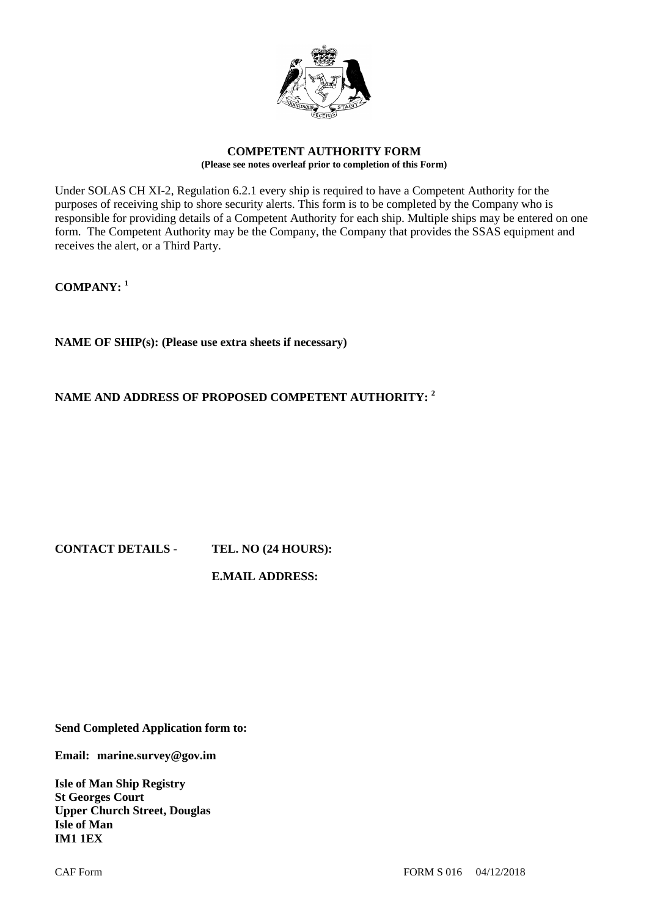# COMPETENT AUTHORITY FORM

**(Please see notes overleaf prior to completion of this Form)**

Under SOLAS CH XI-2, Regulation 6.2.1 every ship is required to have a Competent Authority for the purposes of receiving ship to shore security alerts. This form is to be completed by the Company who is responsible for providing details of a Competent Authority for each ship. Multiple ships may be entered on one form. The Competent Authority may be the Company, the Company that provides the SSAS equipment and receives the alert, or a Third Party.

**COMPANY: [1]**

**NAME OF SHIP(s): (Please use extra sheets if necessary)**

**NAME AND ADDRESS OF PROPOSED COMPETENT AUTHORITY: [2]**

**CONTACT DETAILS - TEL. NO (24 HOURS):**

**E.MAIL ADDRESS:**

**Send Completed Application form to:**

**Email: marine.survey@gov.im**

**Isle of Man Ship Registry**
**St Georges Court**
**Upper Church Street, Douglas**
**Isle of Man**
**IM1 1EX**

CAF Form FORM S 016 04/12/2018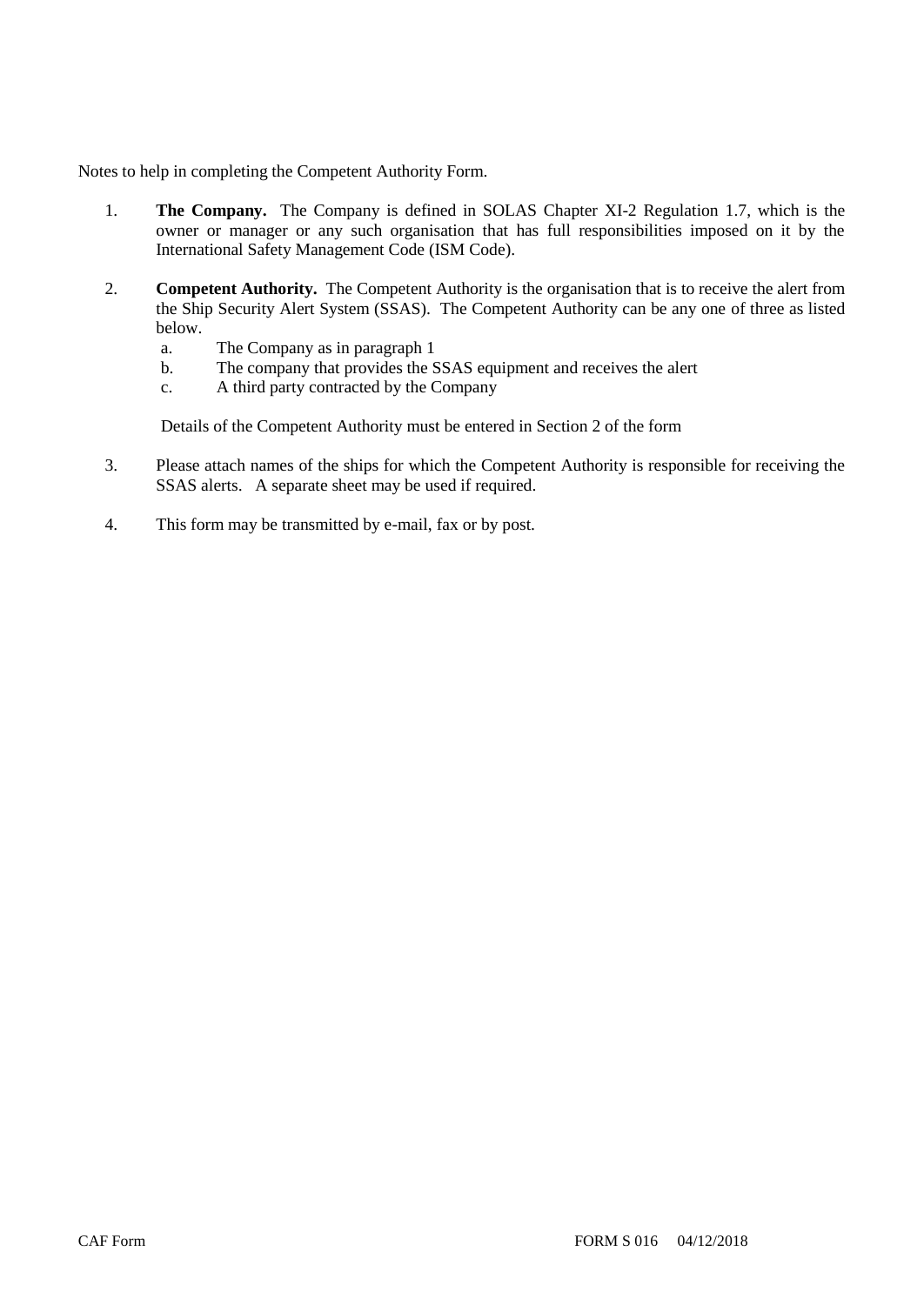Notes to help in completing the Competent Authority Form.

1. **The Company.** The Company is defined in SOLAS Chapter XI-2 Regulation 1.7, which is the owner or manager or any such organisation that has full responsibilities imposed on it by the International Safety Management Code (ISM Code).

2. **Competent Authority.** The Competent Authority is the organisation that is to receive the alert from the Ship Security Alert System (SSAS). The Competent Authority can be any one of three as listed below.
   a. The Company as in paragraph 1
   b. The company that provides the SSAS equipment and receives the alert
   c. A third party contracted by the Company

   Details of the Competent Authority must be entered in Section 2 of the form

3. Please attach names of the ships for which the Competent Authority is responsible for receiving the SSAS alerts. A separate sheet may be used if required.

4. This form may be transmitted by e-mail, fax or by post.

CAF Form FORM S 016 04/12/2018